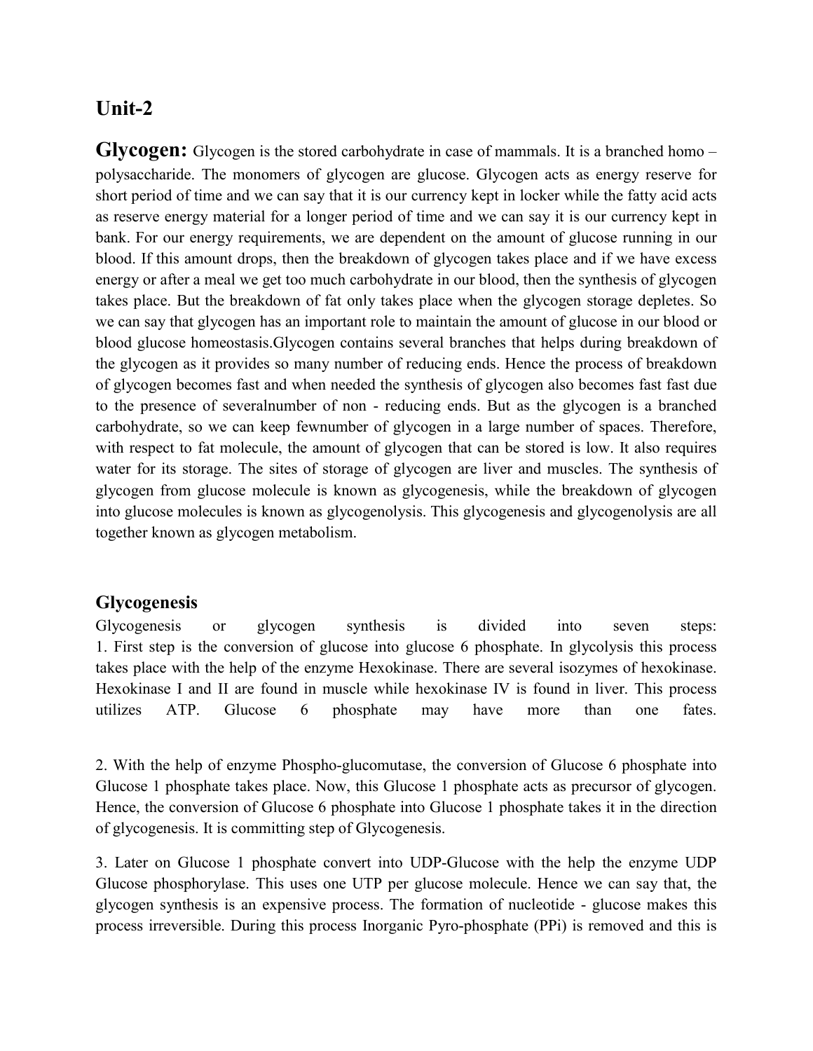## Unit-2

**Glycogen:** Glycogen is the stored carbohydrate in case of mammals. It is a branched homo – polysaccharide. The monomers of glycogen are glucose. Glycogen acts as energy reserve for short period of time and we can say that it is our currency kept in locker while the fatty acid acts as reserve energy material for a longer period of time and we can say it is our currency kept in bank. For our energy requirements, we are dependent on the amount of glucose running in our blood. If this amount drops, then the breakdown of glycogen takes place and if we have excess energy or after a meal we get too much carbohydrate in our blood, then the synthesis of glycogen takes place. But the breakdown of fat only takes place when the glycogen storage depletes. So we can say that glycogen has an important role to maintain the amount of glucose in our blood or blood glucose homeostasis.Glycogen contains several branches that helps during breakdown of the glycogen as it provides so many number of reducing ends. Hence the process of breakdown of glycogen becomes fast and when needed the synthesis of glycogen also becomes fast fast due to the presence of severalnumber of non - reducing ends. But as the glycogen is a branched carbohydrate, so we can keep fewnumber of glycogen in a large number of spaces. Therefore, with respect to fat molecule, the amount of glycogen that can be stored is low. It also requires water for its storage. The sites of storage of glycogen are liver and muscles. The synthesis of glycogen from glucose molecule is known as glycogenesis, while the breakdown of glycogen into glucose molecules is known as glycogenolysis. This glycogenesis and glycogenolysis are all together known as glycogen metabolism.

### Glycogenesis

Glycogenesis or glycogen synthesis is divided into seven steps:

1. First step is the conversion of glucose into glucose 6 phosphate. In glycolysis this process takes place with the help of the enzyme Hexokinase. There are several isozymes of hexokinase. Hexokinase I and II are found in muscle while hexokinase IV is found in liver. This process utilizes ATP. Glucose 6 phosphate may have more than one fates.

2. With the help of enzyme Phospho-glucomutase, the conversion of Glucose 6 phosphate into Glucose 1 phosphate takes place. Now, this Glucose 1 phosphate acts as precursor of glycogen. Hence, the conversion of Glucose 6 phosphate into Glucose 1 phosphate takes it in the direction of glycogenesis. It is committing step of Glycogenesis.

3. Later on Glucose 1 phosphate convert into UDP-Glucose with the help the enzyme UDP Glucose phosphorylase. This uses one UTP per glucose molecule. Hence we can say that, the glycogen synthesis is an expensive process. The formation of nucleotide - glucose makes this process irreversible. During this process Inorganic Pyro-phosphate (PPi) is removed and this is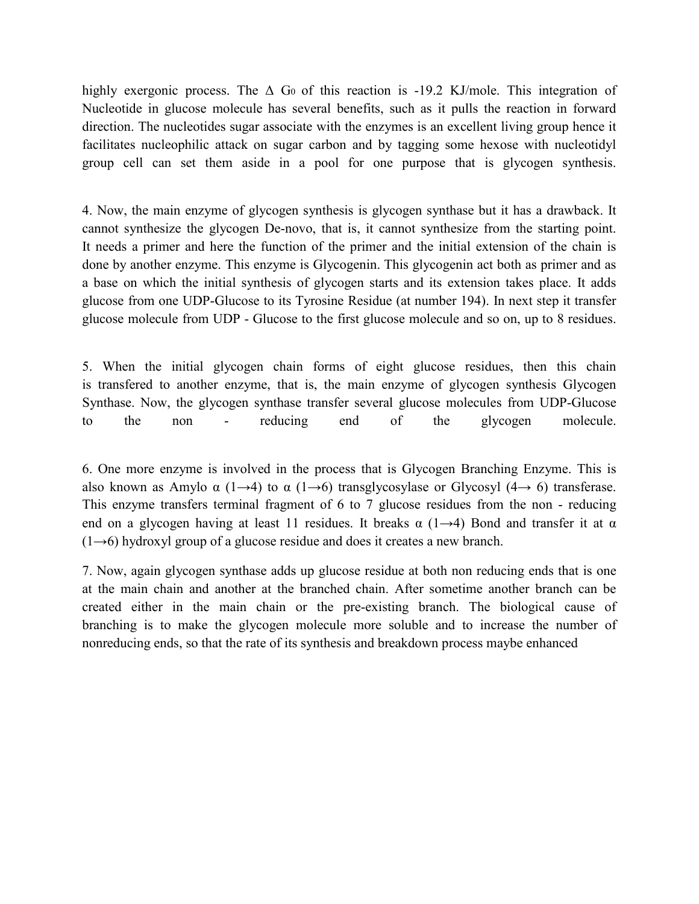highly exergonic process. The $\Delta G_0$ of this reaction is -19.2 KJ/mole. This integration of Nucleotide in glucose molecule has several benefits, such as it pulls the reaction in forward direction. The nucleotides sugar associate with the enzymes is an excellent living group hence it facilitates nucleophilic attack on sugar carbon and by tagging some hexose with nucleotidyl group cell can set them aside in a pool for one purpose that is glycogen synthesis.

4. Now, the main enzyme of glycogen synthesis is glycogen synthase but it has a drawback. It cannot synthesize the glycogen De-novo, that is, it cannot synthesize from the starting point. It needs a primer and here the function of the primer and the initial extension of the chain is done by another enzyme. This enzyme is Glycogenin. This glycogenin act both as primer and as a base on which the initial synthesis of glycogen starts and its extension takes place. It adds glucose from one UDP-Glucose to its Tyrosine Residue (at number 194). In next step it transfer glucose molecule from UDP - Glucose to the first glucose molecule and so on, up to 8 residues.

5. When the initial glycogen chain forms of eight glucose residues, then this chain is transfered to another enzyme, that is, the main enzyme of glycogen synthesis Glycogen Synthase. Now, the glycogen synthase transfer several glucose molecules from UDP-Glucose to the non - reducing end of the glycogen molecule.

6. One more enzyme is involved in the process that is Glycogen Branching Enzyme. This is also known as Amylo $\alpha$ $(1\rightarrow4)$ to $\alpha$ $(1\rightarrow6)$ transglycosylase or Glycosyl $(4\rightarrow 6)$ transferase. This enzyme transfers terminal fragment of 6 to 7 glucose residues from the non - reducing end on a glycogen having at least 11 residues. It breaks $\alpha$ $(1\rightarrow4)$ Bond and transfer it at $\alpha$ $(1\rightarrow6)$ hydroxyl group of a glucose residue and does it creates a new branch.

7. Now, again glycogen synthase adds up glucose residue at both non reducing ends that is one at the main chain and another at the branched chain. After sometime another branch can be created either in the main chain or the pre-existing branch. The biological cause of branching is to make the glycogen molecule more soluble and to increase the number of nonreducing ends, so that the rate of its synthesis and breakdown process maybe enhanced